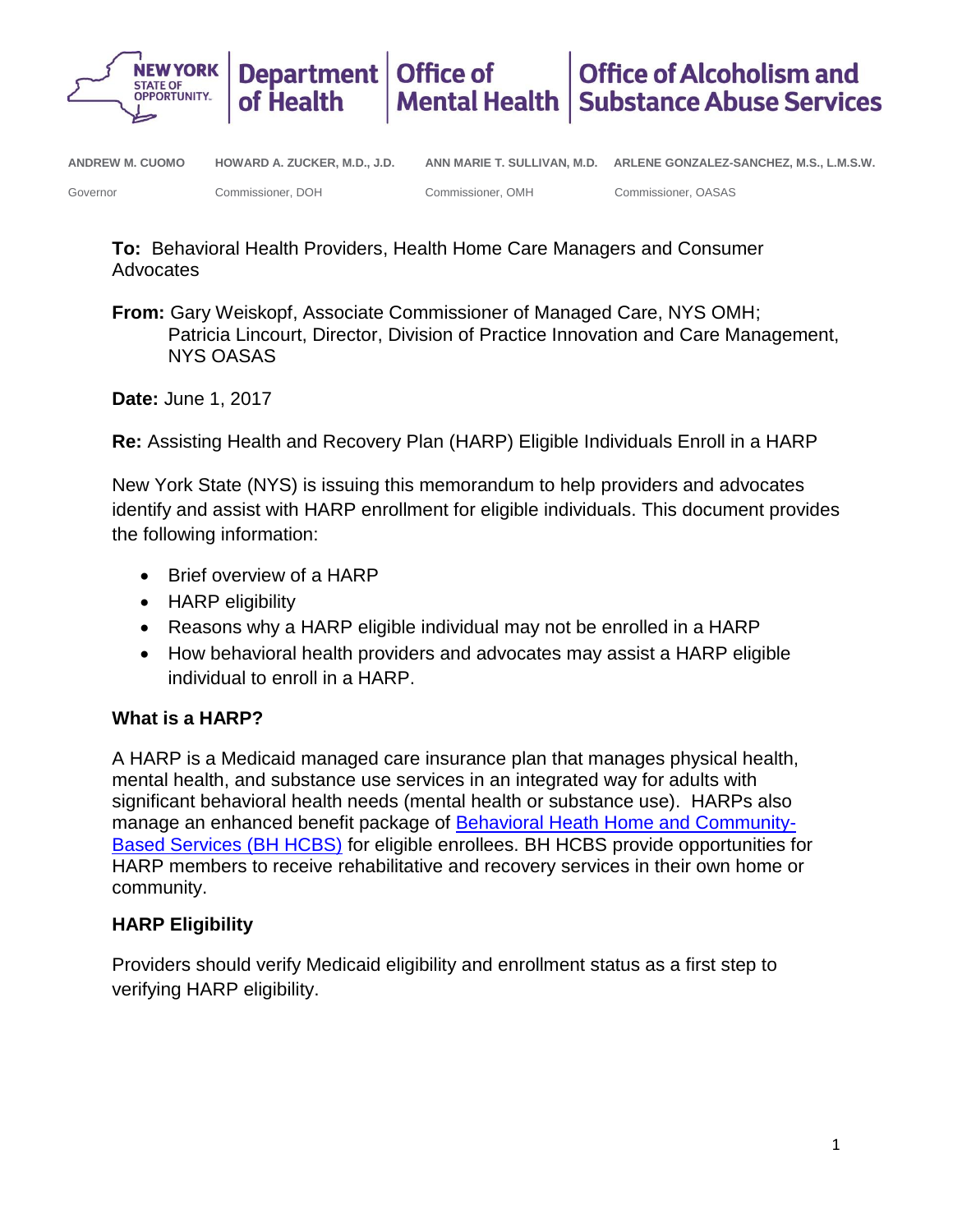NEW YORK STATE OF OPPORTUNITY. | Department of Health | Office of Mental Health | Office of Alcoholism and Substance Abuse Services

| ANDREW M. CUOMO | HOWARD A. ZUCKER, M.D., J.D. | ANN MARIE T. SULLIVAN, M.D. | ARLENE GONZALEZ-SANCHEZ, M.S., L.M.S.W. |
|---|---|---|---|
| Governor | Commissioner, DOH | Commissioner, OMH | Commissioner, OASAS |

**To:** Behavioral Health Providers, Health Home Care Managers and Consumer Advocates

**From:** Gary Weiskopf, Associate Commissioner of Managed Care, NYS OMH;
Patricia Lincourt, Director, Division of Practice Innovation and Care Management, NYS OASAS

**Date:** June 1, 2017

**Re:** Assisting Health and Recovery Plan (HARP) Eligible Individuals Enroll in a HARP

New York State (NYS) is issuing this memorandum to help providers and advocates identify and assist with HARP enrollment for eligible individuals. This document provides the following information:

- Brief overview of a HARP
- HARP eligibility
- Reasons why a HARP eligible individual may not be enrolled in a HARP
- How behavioral health providers and advocates may assist a HARP eligible individual to enroll in a HARP.

**What is a HARP?**

A HARP is a Medicaid managed care insurance plan that manages physical health, mental health, and substance use services in an integrated way for adults with significant behavioral health needs (mental health or substance use). HARPs also manage an enhanced benefit package of Behavioral Heath Home and Community-Based Services (BH HCBS) for eligible enrollees. BH HCBS provide opportunities for HARP members to receive rehabilitative and recovery services in their own home or community.

**HARP Eligibility**

Providers should verify Medicaid eligibility and enrollment status as a first step to verifying HARP eligibility.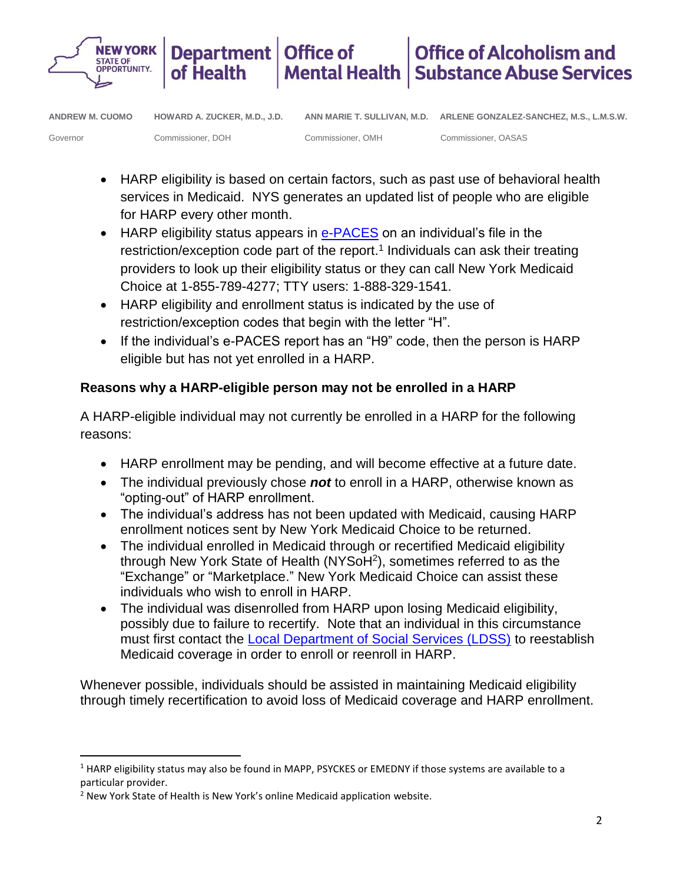- HARP eligibility is based on certain factors, such as past use of behavioral health services in Medicaid. NYS generates an updated list of people who are eligible for HARP every other month.
- HARP eligibility status appears in e-PACES on an individual's file in the restriction/exception code part of the report.[1] Individuals can ask their treating providers to look up their eligibility status or they can call New York Medicaid Choice at 1-855-789-4277; TTY users: 1-888-329-1541.
- HARP eligibility and enrollment status is indicated by the use of restriction/exception codes that begin with the letter "H".
- If the individual's e-PACES report has an "H9" code, then the person is HARP eligible but has not yet enrolled in a HARP.

**Reasons why a HARP-eligible person may not be enrolled in a HARP**

A HARP-eligible individual may not currently be enrolled in a HARP for the following reasons:

- HARP enrollment may be pending, and will become effective at a future date.
- The individual previously chose ***not*** to enroll in a HARP, otherwise known as "opting-out" of HARP enrollment.
- The individual's address has not been updated with Medicaid, causing HARP enrollment notices sent by New York Medicaid Choice to be returned.
- The individual enrolled in Medicaid through or recertified Medicaid eligibility through New York State of Health (NYSoH[2]), sometimes referred to as the "Exchange" or "Marketplace." New York Medicaid Choice can assist these individuals who wish to enroll in HARP.
- The individual was disenrolled from HARP upon losing Medicaid eligibility, possibly due to failure to recertify. Note that an individual in this circumstance must first contact the Local Department of Social Services (LDSS) to reestablish Medicaid coverage in order to enroll or reenroll in HARP.

Whenever possible, individuals should be assisted in maintaining Medicaid eligibility through timely recertification to avoid loss of Medicaid coverage and HARP enrollment.

---

[1] HARP eligibility status may also be found in MAPP, PSYCKES or EMEDNY if those systems are available to a particular provider.

[2] New York State of Health is New York's online Medicaid application website.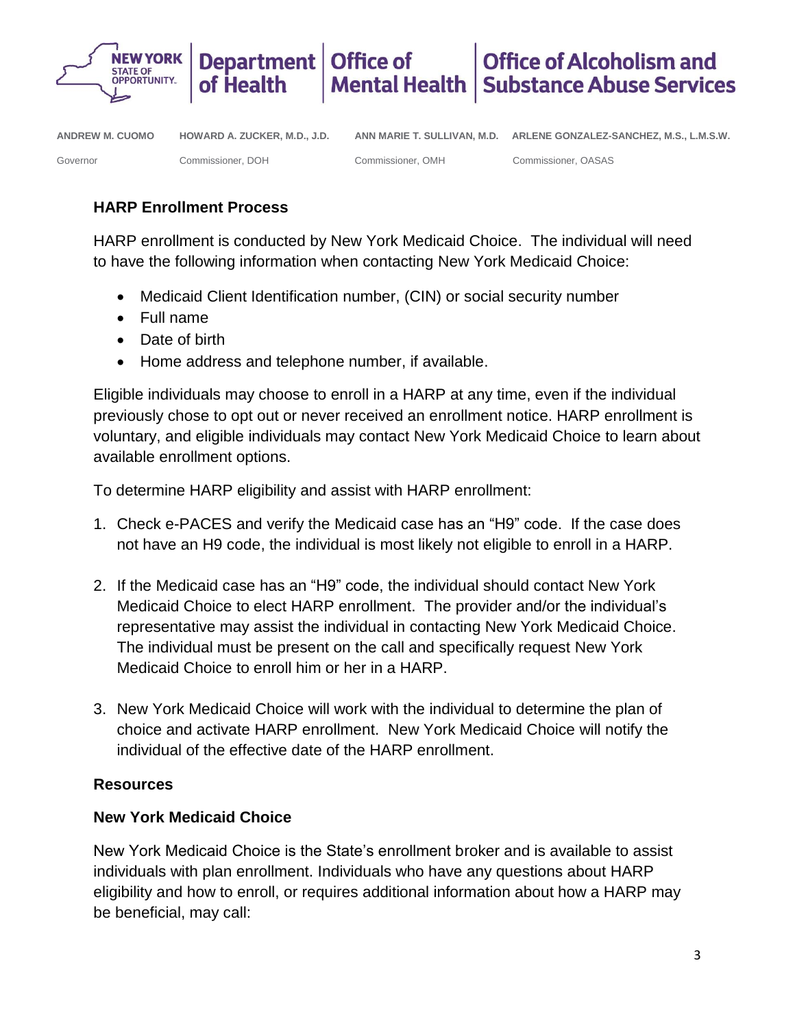**ANDREW M. CUOMO** Governor | **HOWARD A. ZUCKER, M.D., J.D.** Commissioner, DOH | **ANN MARIE T. SULLIVAN, M.D.** Commissioner, OMH | **ARLENE GONZALEZ-SANCHEZ, M.S., L.M.S.W.** Commissioner, OASAS

## HARP Enrollment Process

HARP enrollment is conducted by New York Medicaid Choice. The individual will need to have the following information when contacting New York Medicaid Choice:

- Medicaid Client Identification number, (CIN) or social security number
- Full name
- Date of birth
- Home address and telephone number, if available.

Eligible individuals may choose to enroll in a HARP at any time, even if the individual previously chose to opt out or never received an enrollment notice. HARP enrollment is voluntary, and eligible individuals may contact New York Medicaid Choice to learn about available enrollment options.

To determine HARP eligibility and assist with HARP enrollment:

1. Check e-PACES and verify the Medicaid case has an "H9" code. If the case does not have an H9 code, the individual is most likely not eligible to enroll in a HARP.

2. If the Medicaid case has an "H9" code, the individual should contact New York Medicaid Choice to elect HARP enrollment. The provider and/or the individual's representative may assist the individual in contacting New York Medicaid Choice. The individual must be present on the call and specifically request New York Medicaid Choice to enroll him or her in a HARP.

3. New York Medicaid Choice will work with the individual to determine the plan of choice and activate HARP enrollment. New York Medicaid Choice will notify the individual of the effective date of the HARP enrollment.

## Resources

### New York Medicaid Choice

New York Medicaid Choice is the State's enrollment broker and is available to assist individuals with plan enrollment. Individuals who have any questions about HARP eligibility and how to enroll, or requires additional information about how a HARP may be beneficial, may call: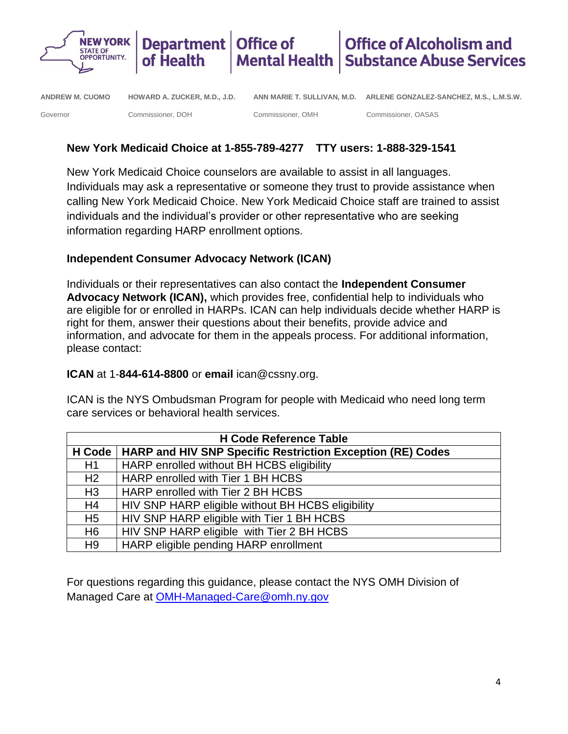**NEW YORK STATE OF OPPORTUNITY** | **Department of Health** | **Office of Mental Health** | **Office of Alcoholism and Substance Abuse Services**

**ANDREW M. CUOMO** Governor

**HOWARD A. ZUCKER, M.D., J.D.** Commissioner, DOH

**ANN MARIE T. SULLIVAN, M.D.** Commissioner, OMH

**ARLENE GONZALEZ-SANCHEZ, M.S., L.M.S.W.** Commissioner, OASAS

**New York Medicaid Choice at 1-855-789-4277 TTY users: 1-888-329-1541**

New York Medicaid Choice counselors are available to assist in all languages. Individuals may ask a representative or someone they trust to provide assistance when calling New York Medicaid Choice. New York Medicaid Choice staff are trained to assist individuals and the individual's provider or other representative who are seeking information regarding HARP enrollment options.

**Independent Consumer Advocacy Network (ICAN)**

Individuals or their representatives can also contact the **Independent Consumer Advocacy Network (ICAN),** which provides free, confidential help to individuals who are eligible for or enrolled in HARPs. ICAN can help individuals decide whether HARP is right for them, answer their questions about their benefits, provide advice and information, and advocate for them in the appeals process. For additional information, please contact:

**ICAN** at 1-**844-614-8800** or **email** ican@cssny.org.

ICAN is the NYS Ombudsman Program for people with Medicaid who need long term care services or behavioral health services.

| H Code Reference Table | |
|---|---|
| **H Code** | **HARP and HIV SNP Specific Restriction Exception (RE) Codes** |
| H1 | HARP enrolled without BH HCBS eligibility |
| H2 | HARP enrolled with Tier 1 BH HCBS |
| H3 | HARP enrolled with Tier 2 BH HCBS |
| H4 | HIV SNP HARP eligible without BH HCBS eligibility |
| H5 | HIV SNP HARP eligible with Tier 1 BH HCBS |
| H6 | HIV SNP HARP eligible with Tier 2 BH HCBS |
| H9 | HARP eligible pending HARP enrollment |

For questions regarding this guidance, please contact the NYS OMH Division of Managed Care at OMH-Managed-Care@omh.ny.gov